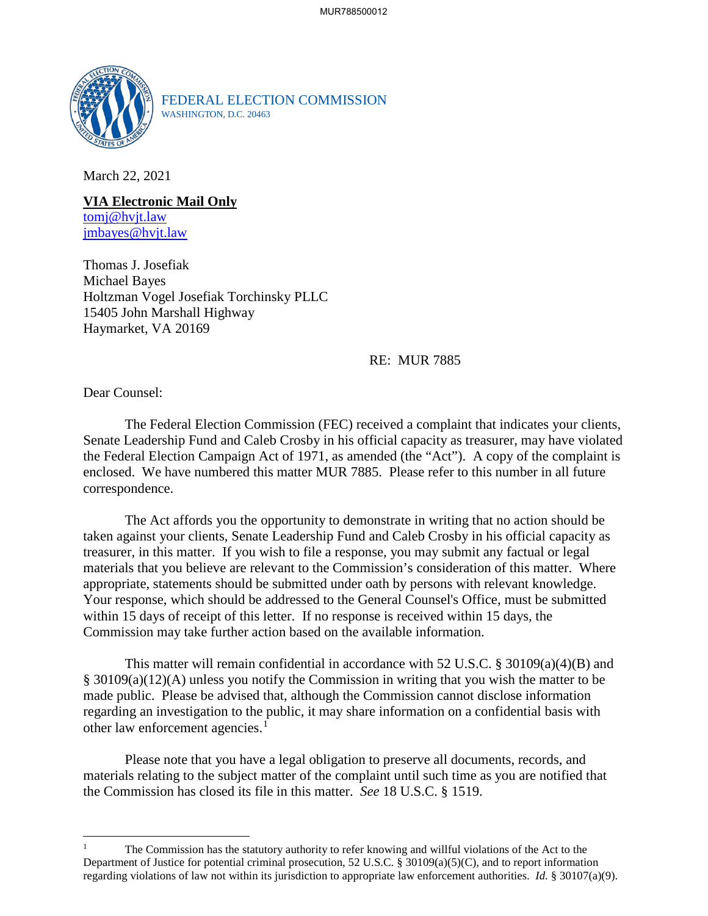FEDERAL ELECTION COMMISSION
WASHINGTON, D.C. 20463

March 22, 2021

**VIA Electronic Mail Only**
tomj@hvjt.law
jmbayes@hvjt.law

Thomas J. Josefiak
Michael Bayes
Holtzman Vogel Josefiak Torchinsky PLLC
15405 John Marshall Highway
Haymarket, VA 20169

RE: MUR 7885

Dear Counsel:

The Federal Election Commission (FEC) received a complaint that indicates your clients, Senate Leadership Fund and Caleb Crosby in his official capacity as treasurer, may have violated the Federal Election Campaign Act of 1971, as amended (the "Act"). A copy of the complaint is enclosed. We have numbered this matter MUR 7885. Please refer to this number in all future correspondence.

The Act affords you the opportunity to demonstrate in writing that no action should be taken against your clients, Senate Leadership Fund and Caleb Crosby in his official capacity as treasurer, in this matter. If you wish to file a response, you may submit any factual or legal materials that you believe are relevant to the Commission's consideration of this matter. Where appropriate, statements should be submitted under oath by persons with relevant knowledge. Your response, which should be addressed to the General Counsel's Office, must be submitted within 15 days of receipt of this letter. If no response is received within 15 days, the Commission may take further action based on the available information.

This matter will remain confidential in accordance with 52 U.S.C. § 30109(a)(4)(B) and § 30109(a)(12)(A) unless you notify the Commission in writing that you wish the matter to be made public. Please be advised that, although the Commission cannot disclose information regarding an investigation to the public, it may share information on a confidential basis with other law enforcement agencies.[1]

Please note that you have a legal obligation to preserve all documents, records, and materials relating to the subject matter of the complaint until such time as you are notified that the Commission has closed its file in this matter. *See* 18 U.S.C. § 1519.

---

[1] The Commission has the statutory authority to refer knowing and willful violations of the Act to the Department of Justice for potential criminal prosecution, 52 U.S.C. § 30109(a)(5)(C), and to report information regarding violations of law not within its jurisdiction to appropriate law enforcement authorities. *Id.* § 30107(a)(9).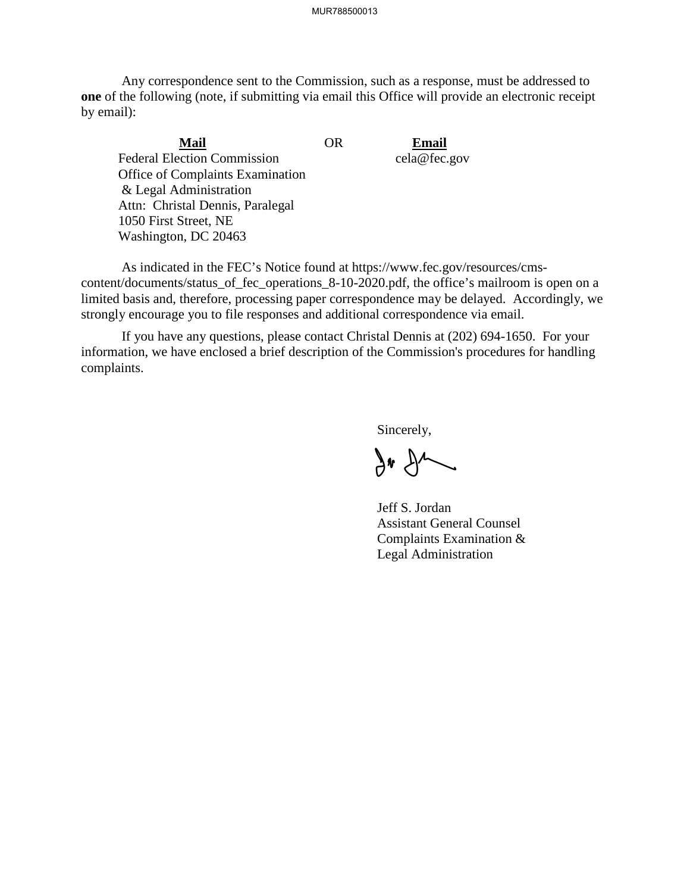Any correspondence sent to the Commission, such as a response, must be addressed to **one** of the following (note, if submitting via email this Office will provide an electronic receipt by email):

| **Mail** | OR | **Email** |
|---|---|---|
| Federal Election Commission<br>Office of Complaints Examination<br>& Legal Administration<br>Attn: Christal Dennis, Paralegal<br>1050 First Street, NE<br>Washington, DC 20463 | | cela@fec.gov |

As indicated in the FEC's Notice found at https://www.fec.gov/resources/cms-content/documents/status_of_fec_operations_8-10-2020.pdf, the office's mailroom is open on a limited basis and, therefore, processing paper correspondence may be delayed. Accordingly, we strongly encourage you to file responses and additional correspondence via email.

If you have any questions, please contact Christal Dennis at (202) 694-1650. For your information, we have enclosed a brief description of the Commission's procedures for handling complaints.

Sincerely,

Jeff S. Jordan
Assistant General Counsel
Complaints Examination &
Legal Administration